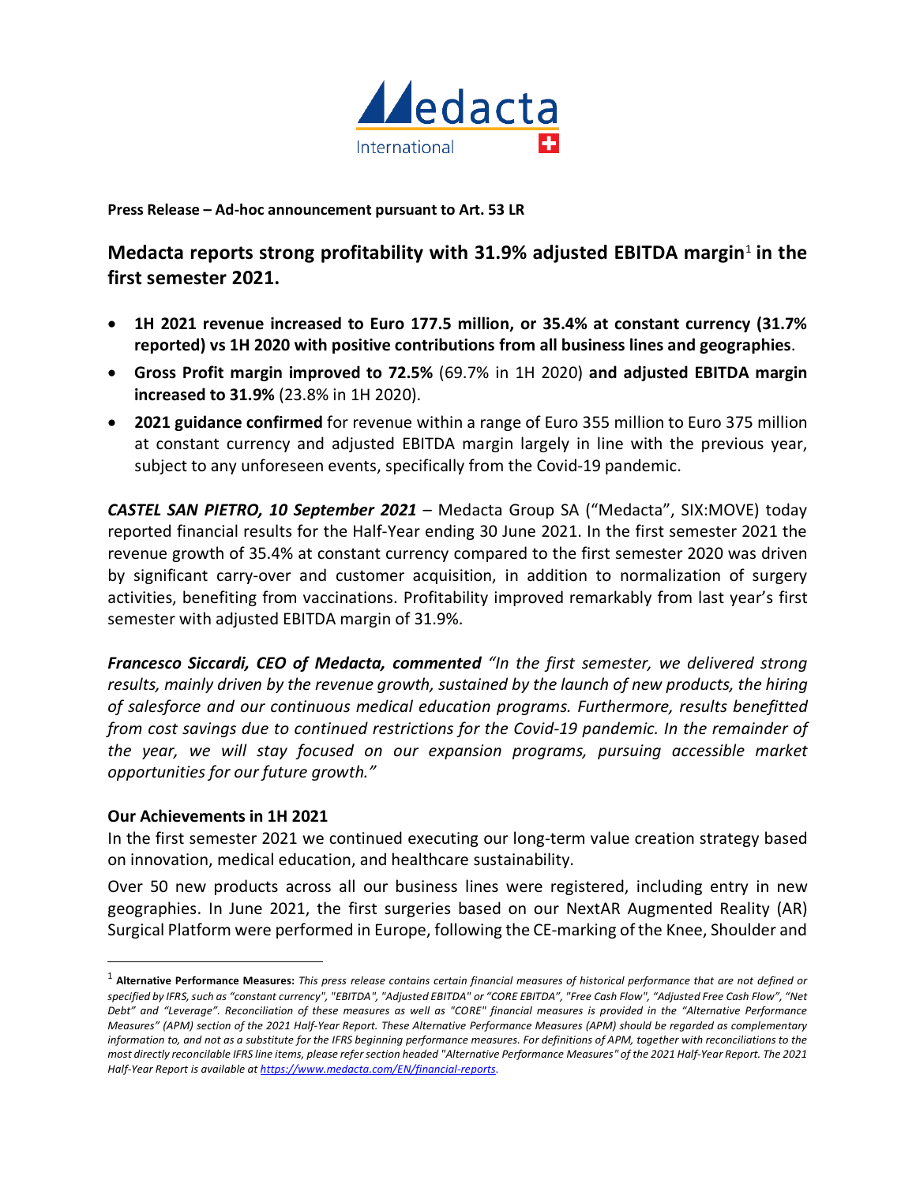**Press Release – Ad-hoc announcement pursuant to Art. 53 LR**

# Medacta reports strong profitability with 31.9% adjusted EBITDA margin[1] in the first semester 2021.

- **1H 2021 revenue increased to Euro 177.5 million, or 35.4% at constant currency (31.7% reported) vs 1H 2020 with positive contributions from all business lines and geographies**.
- **Gross Profit margin improved to 72.5%** (69.7% in 1H 2020) **and adjusted EBITDA margin increased to 31.9%** (23.8% in 1H 2020).
- **2021 guidance confirmed** for revenue within a range of Euro 355 million to Euro 375 million at constant currency and adjusted EBITDA margin largely in line with the previous year, subject to any unforeseen events, specifically from the Covid-19 pandemic.

***CASTEL SAN PIETRO, 10 September 2021*** – Medacta Group SA ("Medacta", SIX:MOVE) today reported financial results for the Half-Year ending 30 June 2021. In the first semester 2021 the revenue growth of 35.4% at constant currency compared to the first semester 2020 was driven by significant carry-over and customer acquisition, in addition to normalization of surgery activities, benefiting from vaccinations. Profitability improved remarkably from last year's first semester with adjusted EBITDA margin of 31.9%.

***Francesco Siccardi, CEO of Medacta, commented*** *"In the first semester, we delivered strong results, mainly driven by the revenue growth, sustained by the launch of new products, the hiring of salesforce and our continuous medical education programs. Furthermore, results benefitted from cost savings due to continued restrictions for the Covid-19 pandemic. In the remainder of the year, we will stay focused on our expansion programs, pursuing accessible market opportunities for our future growth."*

**Our Achievements in 1H 2021**

In the first semester 2021 we continued executing our long-term value creation strategy based on innovation, medical education, and healthcare sustainability.

Over 50 new products across all our business lines were registered, including entry in new geographies. In June 2021, the first surgeries based on our NextAR Augmented Reality (AR) Surgical Platform were performed in Europe, following the CE-marking of the Knee, Shoulder and

[1] **Alternative Performance Measures:** *This press release contains certain financial measures of historical performance that are not defined or specified by IFRS, such as "constant currency", "EBITDA", "Adjusted EBITDA" or "CORE EBITDA", "Free Cash Flow", "Adjusted Free Cash Flow", "Net Debt" and "Leverage". Reconciliation of these measures as well as "CORE" financial measures is provided in the "Alternative Performance Measures" (APM) section of the 2021 Half-Year Report. These Alternative Performance Measures (APM) should be regarded as complementary information to, and not as a substitute for the IFRS beginning performance measures. For definitions of APM, together with reconciliations to the most directly reconcilable IFRS line items, please refer section headed "Alternative Performance Measures" of the 2021 Half-Year Report. The 2021 Half-Year Report is available at https://www.medacta.com/EN/financial-reports.*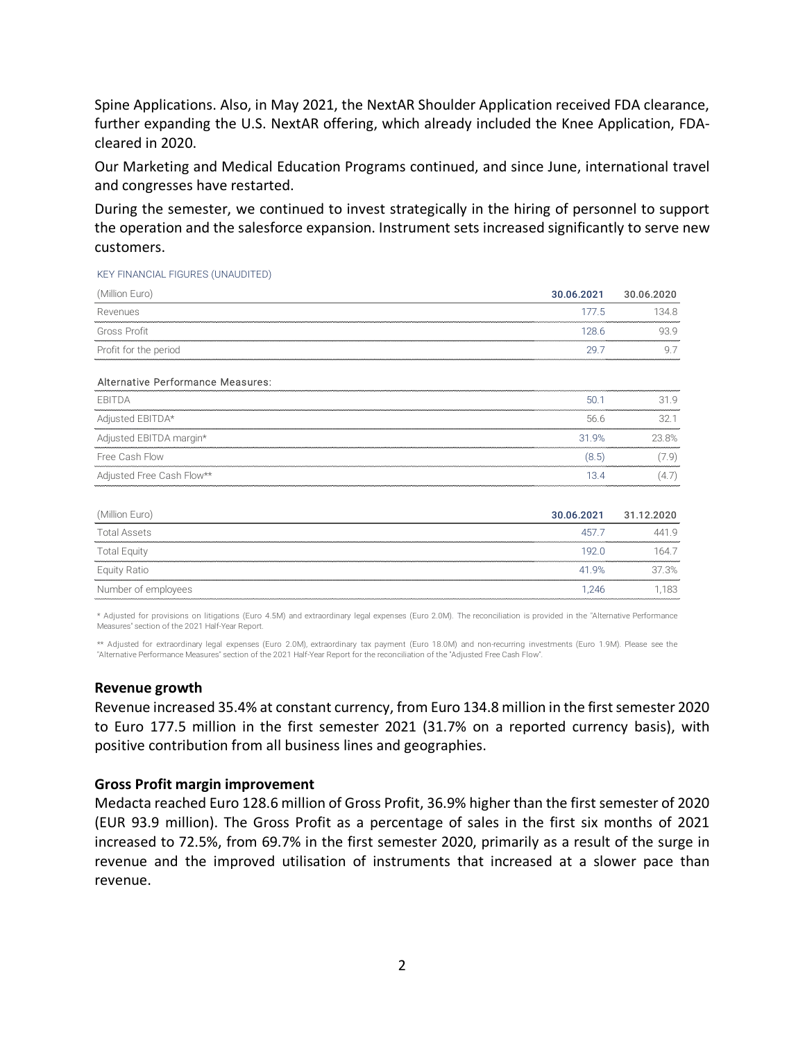Spine Applications. Also, in May 2021, the NextAR Shoulder Application received FDA clearance, further expanding the U.S. NextAR offering, which already included the Knee Application, FDA-cleared in 2020.

Our Marketing and Medical Education Programs continued, and since June, international travel and congresses have restarted.

During the semester, we continued to invest strategically in the hiring of personnel to support the operation and the salesforce expansion. Instrument sets increased significantly to serve new customers.

KEY FINANCIAL FIGURES (UNAUDITED)

| (Million Euro) | 30.06.2021 | 30.06.2020 |
|---|---|---|
| Revenues | 177.5 | 134.8 |
| Gross Profit | 128.6 | 93.9 |
| Profit for the period | 29.7 | 9.7 |
| Alternative Performance Measures: | | |
| EBITDA | 50.1 | 31.9 |
| Adjusted EBITDA* | 56.6 | 32.1 |
| Adjusted EBITDA margin* | 31.9% | 23.8% |
| Free Cash Flow | (8.5) | (7.9) |
| Adjusted Free Cash Flow** | 13.4 | (4.7) |

| (Million Euro) | 30.06.2021 | 31.12.2020 |
|---|---|---|
| Total Assets | 457.7 | 441.9 |
| Total Equity | 192.0 | 164.7 |
| Equity Ratio | 41.9% | 37.3% |
| Number of employees | 1,246 | 1,183 |

* Adjusted for provisions on litigations (Euro 4.5M) and extraordinary legal expenses (Euro 2.0M). The reconciliation is provided in the "Alternative Performance Measures" section of the 2021 Half-Year Report.

** Adjusted for extraordinary legal expenses (Euro 2.0M), extraordinary tax payment (Euro 18.0M) and non-recurring investments (Euro 1.9M). Please see the "Alternative Performance Measures" section of the 2021 Half-Year Report for the reconciliation of the "Adjusted Free Cash Flow".

**Revenue growth**

Revenue increased 35.4% at constant currency, from Euro 134.8 million in the first semester 2020 to Euro 177.5 million in the first semester 2021 (31.7% on a reported currency basis), with positive contribution from all business lines and geographies.

**Gross Profit margin improvement**

Medacta reached Euro 128.6 million of Gross Profit, 36.9% higher than the first semester of 2020 (EUR 93.9 million). The Gross Profit as a percentage of sales in the first six months of 2021 increased to 72.5%, from 69.7% in the first semester 2020, primarily as a result of the surge in revenue and the improved utilisation of instruments that increased at a slower pace than revenue.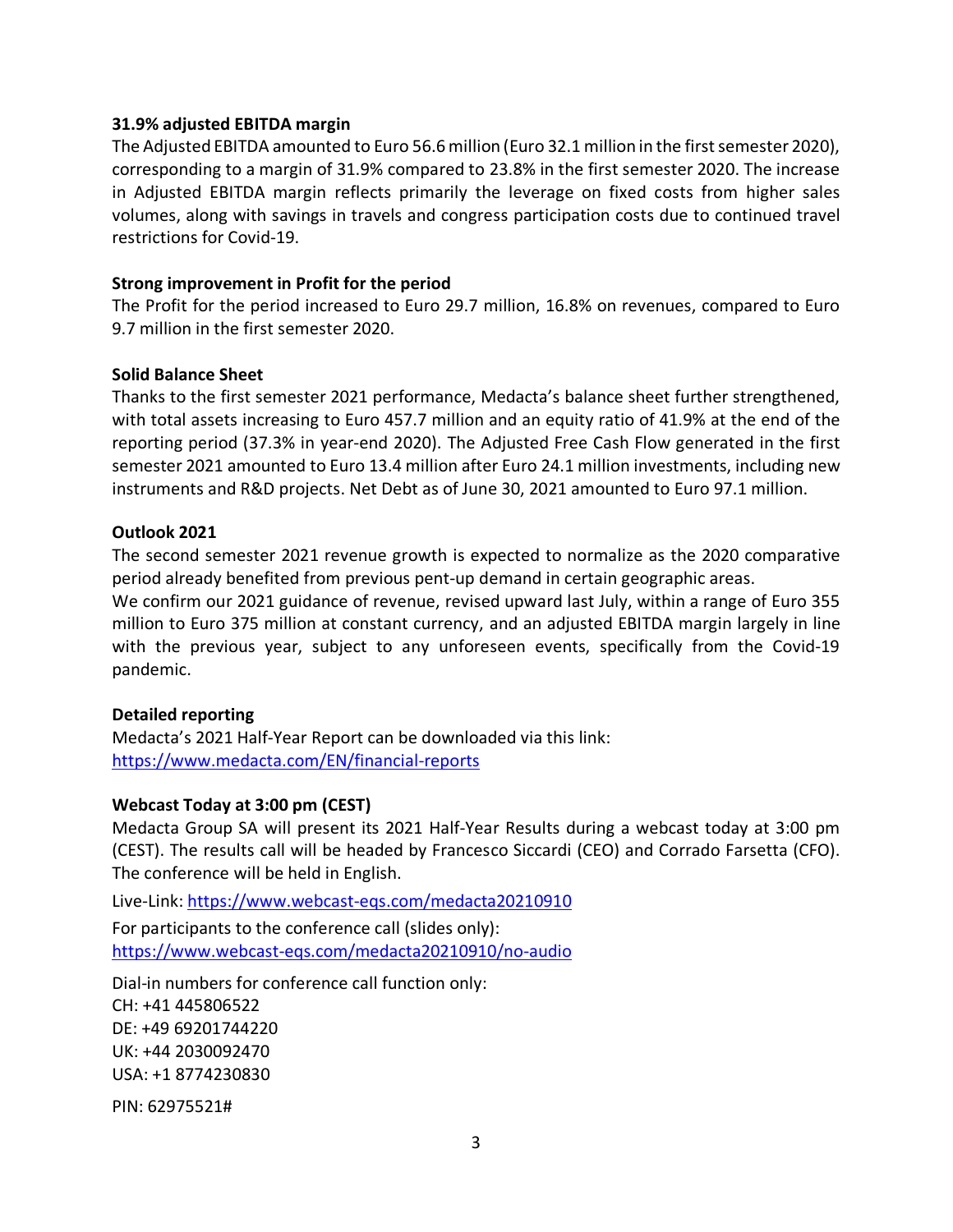**31.9% adjusted EBITDA margin**

The Adjusted EBITDA amounted to Euro 56.6 million (Euro 32.1 million in the first semester 2020), corresponding to a margin of 31.9% compared to 23.8% in the first semester 2020. The increase in Adjusted EBITDA margin reflects primarily the leverage on fixed costs from higher sales volumes, along with savings in travels and congress participation costs due to continued travel restrictions for Covid-19.

**Strong improvement in Profit for the period**

The Profit for the period increased to Euro 29.7 million, 16.8% on revenues, compared to Euro 9.7 million in the first semester 2020.

**Solid Balance Sheet**

Thanks to the first semester 2021 performance, Medacta's balance sheet further strengthened, with total assets increasing to Euro 457.7 million and an equity ratio of 41.9% at the end of the reporting period (37.3% in year-end 2020). The Adjusted Free Cash Flow generated in the first semester 2021 amounted to Euro 13.4 million after Euro 24.1 million investments, including new instruments and R&D projects. Net Debt as of June 30, 2021 amounted to Euro 97.1 million.

**Outlook 2021**

The second semester 2021 revenue growth is expected to normalize as the 2020 comparative period already benefited from previous pent-up demand in certain geographic areas.
We confirm our 2021 guidance of revenue, revised upward last July, within a range of Euro 355 million to Euro 375 million at constant currency, and an adjusted EBITDA margin largely in line with the previous year, subject to any unforeseen events, specifically from the Covid-19 pandemic.

**Detailed reporting**

Medacta's 2021 Half-Year Report can be downloaded via this link:
https://www.medacta.com/EN/financial-reports

**Webcast Today at 3:00 pm (CEST)**

Medacta Group SA will present its 2021 Half-Year Results during a webcast today at 3:00 pm (CEST). The results call will be headed by Francesco Siccardi (CEO) and Corrado Farsetta (CFO). The conference will be held in English.

Live-Link: https://www.webcast-eqs.com/medacta20210910

For participants to the conference call (slides only):
https://www.webcast-eqs.com/medacta20210910/no-audio

Dial-in numbers for conference call function only:
CH: +41 445806522
DE: +49 69201744220
UK: +44 2030092470
USA: +1 8774230830

PIN: 62975521#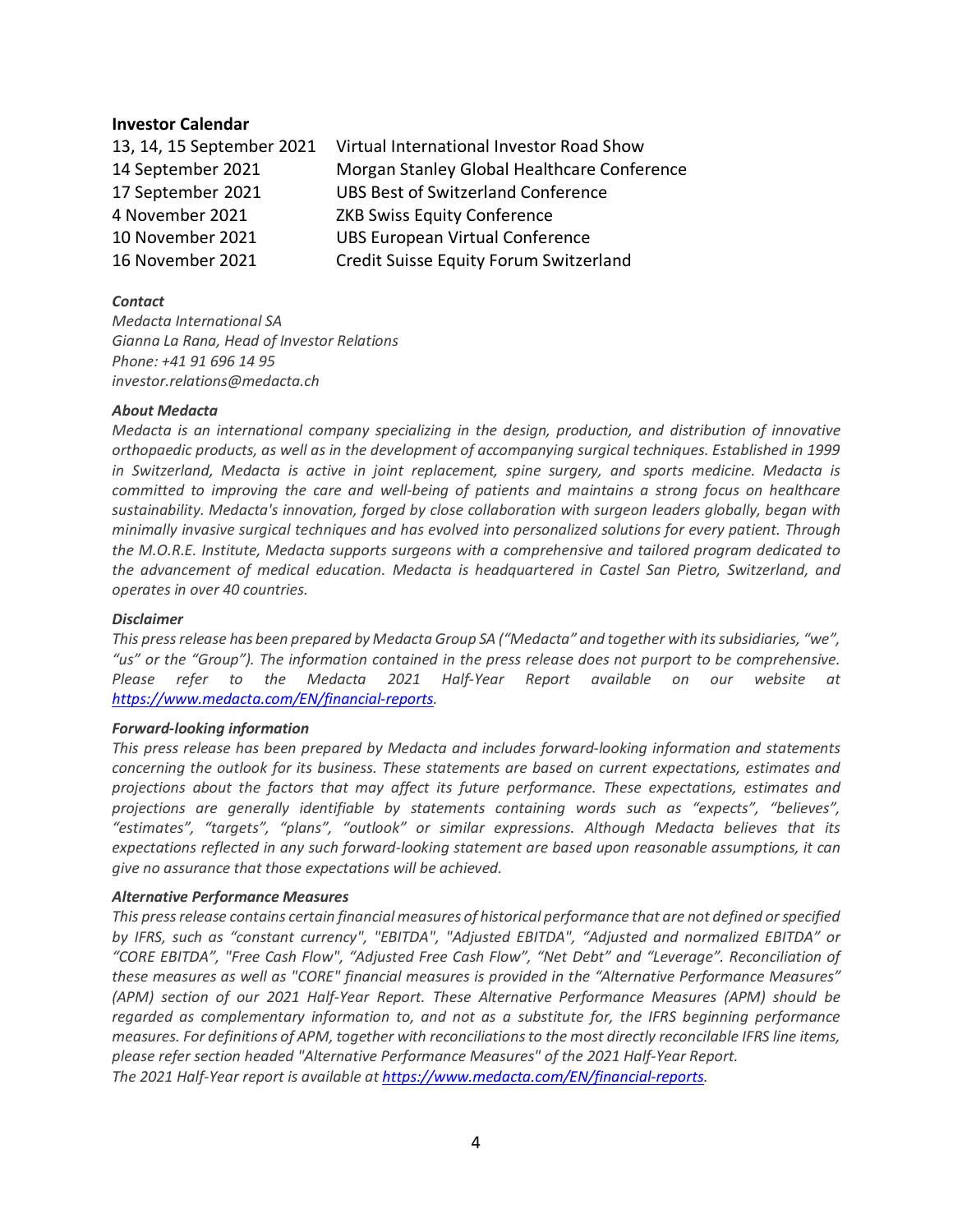## Investor Calendar

| | |
|---|---|
| 13, 14, 15 September 2021 | Virtual International Investor Road Show |
| 14 September 2021 | Morgan Stanley Global Healthcare Conference |
| 17 September 2021 | UBS Best of Switzerland Conference |
| 4 November 2021 | ZKB Swiss Equity Conference |
| 10 November 2021 | UBS European Virtual Conference |
| 16 November 2021 | Credit Suisse Equity Forum Switzerland |

***Contact***

*Medacta International SA*
*Gianna La Rana, Head of Investor Relations*
*Phone: +41 91 696 14 95*
*investor.relations@medacta.ch*

***About Medacta***

*Medacta is an international company specializing in the design, production, and distribution of innovative orthopaedic products, as well as in the development of accompanying surgical techniques. Established in 1999 in Switzerland, Medacta is active in joint replacement, spine surgery, and sports medicine. Medacta is committed to improving the care and well-being of patients and maintains a strong focus on healthcare sustainability. Medacta's innovation, forged by close collaboration with surgeon leaders globally, began with minimally invasive surgical techniques and has evolved into personalized solutions for every patient. Through the M.O.R.E. Institute, Medacta supports surgeons with a comprehensive and tailored program dedicated to the advancement of medical education. Medacta is headquartered in Castel San Pietro, Switzerland, and operates in over 40 countries.*

***Disclaimer***

*This press release has been prepared by Medacta Group SA ("Medacta" and together with its subsidiaries, "we", "us" or the "Group"). The information contained in the press release does not purport to be comprehensive. Please refer to the Medacta 2021 Half-Year Report available on our website at https://www.medacta.com/EN/financial-reports.*

***Forward-looking information***

*This press release has been prepared by Medacta and includes forward-looking information and statements concerning the outlook for its business. These statements are based on current expectations, estimates and projections about the factors that may affect its future performance. These expectations, estimates and projections are generally identifiable by statements containing words such as "expects", "believes", "estimates", "targets", "plans", "outlook" or similar expressions. Although Medacta believes that its expectations reflected in any such forward-looking statement are based upon reasonable assumptions, it can give no assurance that those expectations will be achieved.*

***Alternative Performance Measures***

*This press release contains certain financial measures of historical performance that are not defined or specified by IFRS, such as "constant currency", "EBITDA", "Adjusted EBITDA", "Adjusted and normalized EBITDA" or "CORE EBITDA", "Free Cash Flow", "Adjusted Free Cash Flow", "Net Debt" and "Leverage". Reconciliation of these measures as well as "CORE" financial measures is provided in the "Alternative Performance Measures" (APM) section of our 2021 Half-Year Report. These Alternative Performance Measures (APM) should be regarded as complementary information to, and not as a substitute for, the IFRS beginning performance measures. For definitions of APM, together with reconciliations to the most directly reconcilable IFRS line items, please refer section headed "Alternative Performance Measures" of the 2021 Half-Year Report.*
*The 2021 Half-Year report is available at https://www.medacta.com/EN/financial-reports.*